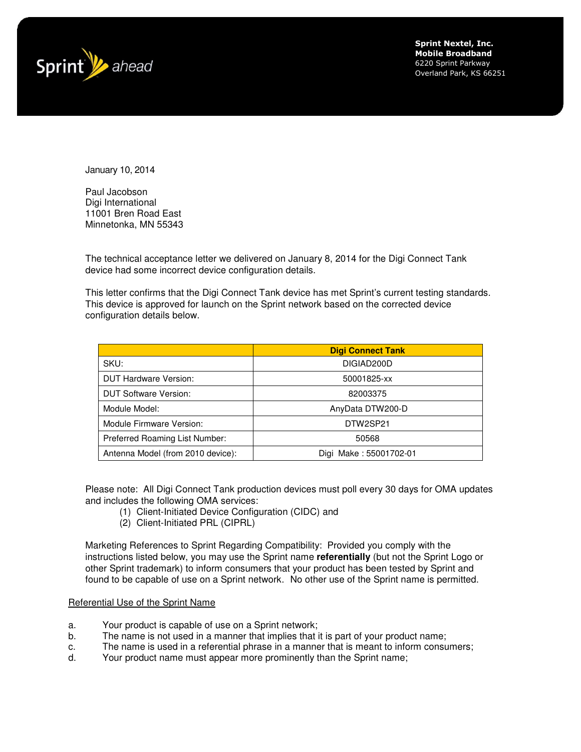Sprint ahead

**Sprint Nextel, Inc.**
**Mobile Broadband**
6220 Sprint Parkway
Overland Park, KS 66251

January 10, 2014

Paul Jacobson
Digi International
11001 Bren Road East
Minnetonka, MN 55343

The technical acceptance letter we delivered on January 8, 2014 for the Digi Connect Tank device had some incorrect device configuration details.

This letter confirms that the Digi Connect Tank device has met Sprint's current testing standards. This device is approved for launch on the Sprint network based on the corrected device configuration details below.

| | **Digi Connect Tank** |
|---|---|
| SKU: | DIGIAD200D |
| DUT Hardware Version: | 50001825-xx |
| DUT Software Version: | 82003375 |
| Module Model: | AnyData DTW200-D |
| Module Firmware Version: | DTW2SP21 |
| Preferred Roaming List Number: | 50568 |
| Antenna Model (from 2010 device): | Digi Make : 55001702-01 |

Please note: All Digi Connect Tank production devices must poll every 30 days for OMA updates and includes the following OMA services:

(1) Client-Initiated Device Configuration (CIDC) and
(2) Client-Initiated PRL (CIPRL)

Marketing References to Sprint Regarding Compatibility: Provided you comply with the instructions listed below, you may use the Sprint name **referentially** (but not the Sprint Logo or other Sprint trademark) to inform consumers that your product has been tested by Sprint and found to be capable of use on a Sprint network. No other use of the Sprint name is permitted.

<u>Referential Use of the Sprint Name</u>

a. Your product is capable of use on a Sprint network;
b. The name is not used in a manner that implies that it is part of your product name;
c. The name is used in a referential phrase in a manner that is meant to inform consumers;
d. Your product name must appear more prominently than the Sprint name;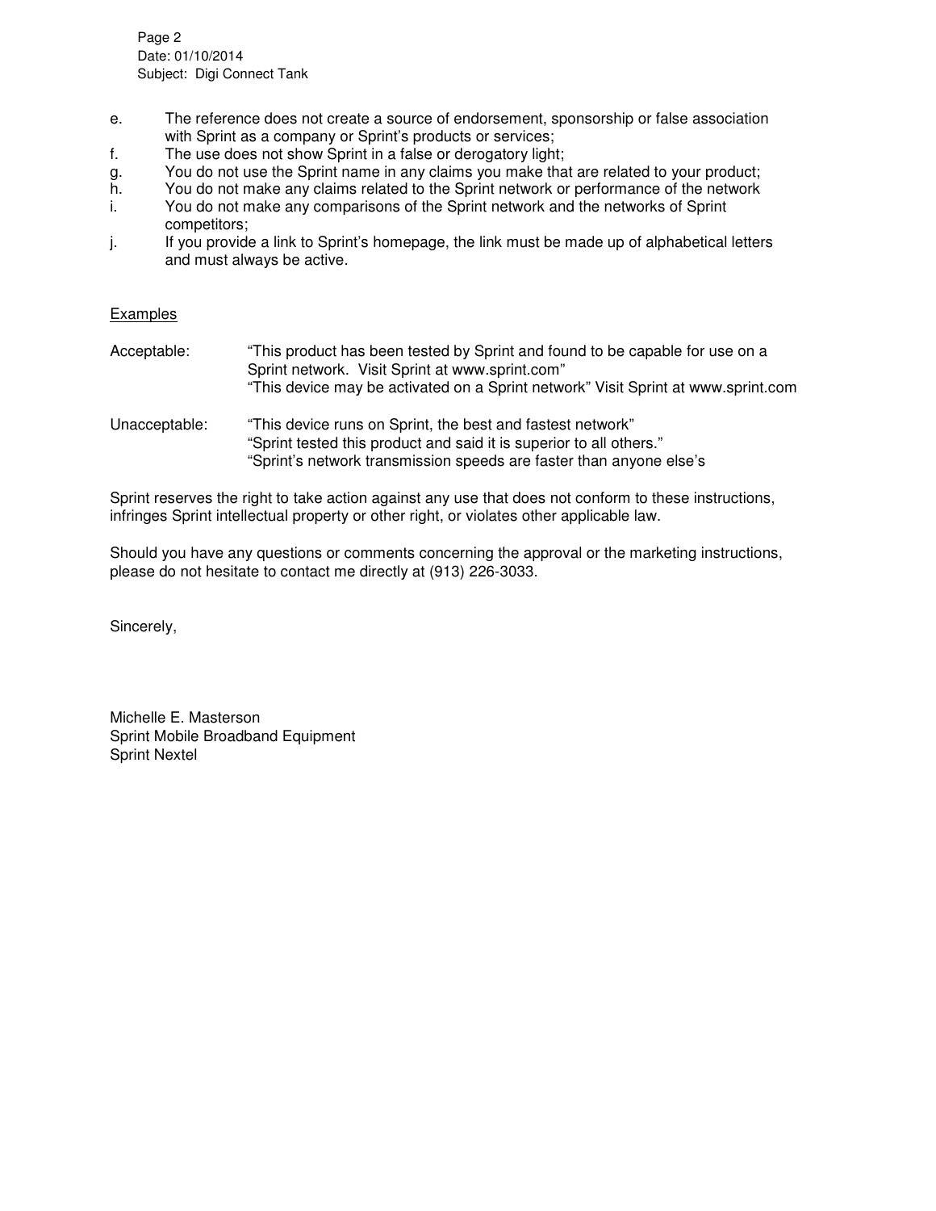e. The reference does not create a source of endorsement, sponsorship or false association with Sprint as a company or Sprint's products or services;

f. The use does not show Sprint in a false or derogatory light;

g. You do not use the Sprint name in any claims you make that are related to your product;

h. You do not make any claims related to the Sprint network or performance of the network

i. You do not make any comparisons of the Sprint network and the networks of Sprint competitors;

j. If you provide a link to Sprint's homepage, the link must be made up of alphabetical letters and must always be active.

<u>Examples</u>

| | |
|---|---|
| Acceptable: | "This product has been tested by Sprint and found to be capable for use on a Sprint network. Visit Sprint at www.sprint.com"<br>"This device may be activated on a Sprint network" Visit Sprint at www.sprint.com |
| Unacceptable: | "This device runs on Sprint, the best and fastest network"<br>"Sprint tested this product and said it is superior to all others."<br>"Sprint's network transmission speeds are faster than anyone else's |

Sprint reserves the right to take action against any use that does not conform to these instructions, infringes Sprint intellectual property or other right, or violates other applicable law.

Should you have any questions or comments concerning the approval or the marketing instructions, please do not hesitate to contact me directly at (913) 226-3033.

Sincerely,

Michelle E. Masterson
Sprint Mobile Broadband Equipment
Sprint Nextel